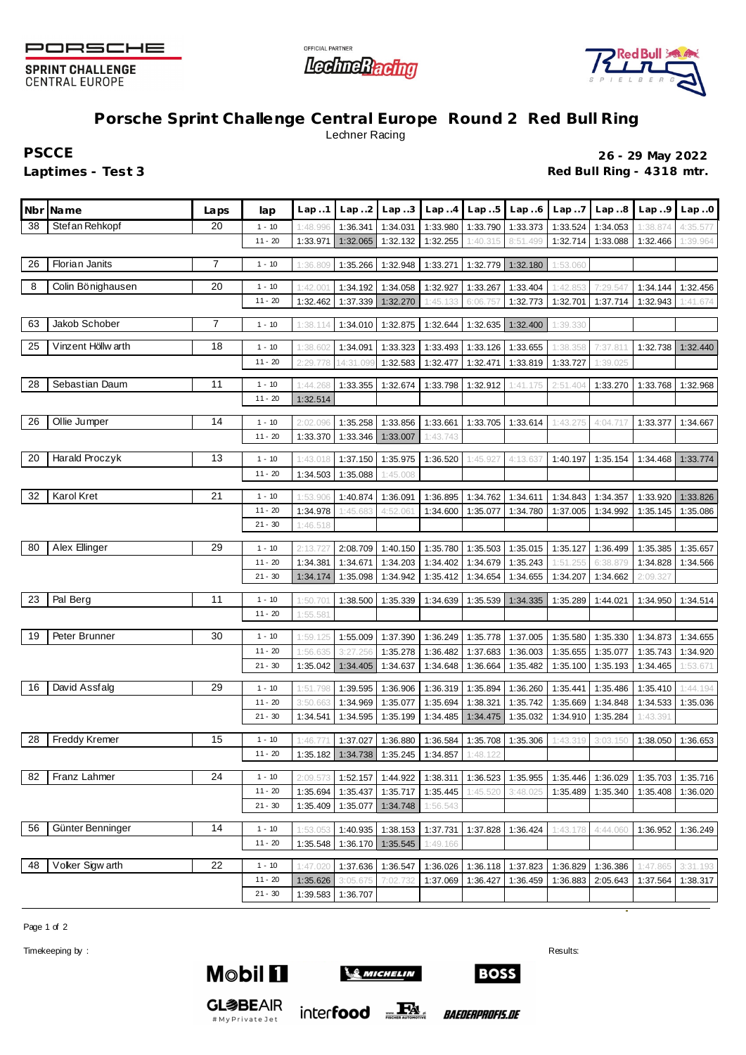PORSCHE SPRINT CHALLENGE CENTRAL EUROPE

OFFICIAL PARTNER LechnerRacing

# Porsche Sprint Challenge Central Europe Round 2 Red Bull Ring

Lechner Racing

**PSCCE**

**Laptimes - Test 3**

**26 - 29 May 2022**

**Red Bull Ring - 4318 mtr.**

| Nbr | Name | Laps | lap | Lap..1 | Lap..2 | Lap..3 | Lap..4 | Lap..5 | Lap..6 | Lap..7 | Lap..8 | Lap..9 | Lap..0 |
|---|---|---|---|---|---|---|---|---|---|---|---|---|---|
| 38 | Stefan Rehkopf | 20 | 1 - 10 | 1:48.996 | 1:36.341 | 1:34.031 | 1:33.980 | 1:33.790 | 1:33.373 | 1:33.524 | 1:34.053 | 1:38.874 | 4:35.577 |
| | | | 11 - 20 | 1:33.971 | 1:32.065 | 1:32.132 | 1:32.255 | 1:40.315 | 8:51.499 | 1:32.714 | 1:33.088 | 1:32.466 | 1:39.964 |
| 26 | Florian Janits | 7 | 1 - 10 | 1:36.809 | 1:35.266 | 1:32.948 | 1:33.271 | 1:32.779 | 1:32.180 | 1:53.060 | | | |
| 8 | Colin Bönighausen | 20 | 1 - 10 | 1:42.001 | 1:34.192 | 1:34.058 | 1:32.927 | 1:33.267 | 1:33.404 | 1:42.853 | 7:29.547 | 1:34.144 | 1:32.456 |
| | | | 11 - 20 | 1:32.462 | 1:37.339 | 1:32.270 | 1:45.133 | 6:06.757 | 1:32.773 | 1:32.701 | 1:37.714 | 1:32.943 | 1:41.674 |
| 63 | Jakob Schober | 7 | 1 - 10 | 1:38.114 | 1:34.010 | 1:32.875 | 1:32.644 | 1:32.635 | 1:32.400 | 1:39.330 | | | |
| 25 | Vinzent Höllwarth | 18 | 1 - 10 | 1:38.602 | 1:34.091 | 1:33.323 | 1:33.493 | 1:33.126 | 1:33.655 | 1:38.358 | 7:37.811 | 1:32.738 | 1:32.440 |
| | | | 11 - 20 | 2:29.778 | 14:31.099 | 1:32.583 | 1:32.477 | 1:32.471 | 1:33.819 | 1:33.727 | 1:39.025 | | |
| 28 | Sebastian Daum | 11 | 1 - 10 | 1:44.268 | 1:33.355 | 1:32.674 | 1:33.798 | 1:32.912 | 1:41.175 | 2:51.404 | 1:33.270 | 1:33.768 | 1:32.968 |
| | | | 11 - 20 | 1:32.514 | | | | | | | | | |
| 26 | Ollie Jumper | 14 | 1 - 10 | 2:02.096 | 1:35.258 | 1:33.856 | 1:33.661 | 1:33.705 | 1:33.614 | 1:43.275 | 4:04.717 | 1:33.377 | 1:34.667 |
| | | | 11 - 20 | 1:33.370 | 1:33.346 | 1:33.007 | 1:43.743 | | | | | | |
| 20 | Harald Proczyk | 13 | 1 - 10 | 1:43.018 | 1:37.150 | 1:35.975 | 1:36.520 | 1:45.927 | 4:13.637 | 1:40.197 | 1:35.154 | 1:34.468 | 1:33.774 |
| | | | 11 - 20 | 1:34.503 | 1:35.088 | 1:45.008 | | | | | | | |
| 32 | Karol Kret | 21 | 1 - 10 | 1:53.906 | 1:40.874 | 1:36.091 | 1:36.895 | 1:34.762 | 1:34.611 | 1:34.843 | 1:34.357 | 1:33.920 | 1:33.826 |
| | | | 11 - 20 | 1:34.978 | 1:45.683 | 4:52.061 | 1:34.600 | 1:35.077 | 1:34.780 | 1:37.005 | 1:34.992 | 1:35.145 | 1:35.086 |
| | | | 21 - 30 | 1:46.518 | | | | | | | | | |
| 80 | Alex Ellinger | 29 | 1 - 10 | 2:13.727 | 2:08.709 | 1:40.150 | 1:35.780 | 1:35.503 | 1:35.015 | 1:35.127 | 1:36.499 | 1:35.385 | 1:35.657 |
| | | | 11 - 20 | 1:34.381 | 1:34.671 | 1:34.203 | 1:34.402 | 1:34.679 | 1:35.243 | 1:51.255 | 6:38.879 | 1:34.828 | 1:34.566 |
| | | | 21 - 30 | 1:34.174 | 1:35.098 | 1:34.942 | 1:35.412 | 1:34.654 | 1:34.655 | 1:34.207 | 1:34.662 | 2:09.327 | |
| 23 | Pal Berg | 11 | 1 - 10 | 1:50.701 | 1:38.500 | 1:35.339 | 1:34.639 | 1:35.539 | 1:34.335 | 1:35.289 | 1:44.021 | 1:34.950 | 1:34.514 |
| | | | 11 - 20 | 1:55.581 | | | | | | | | | |
| 19 | Peter Brunner | 30 | 1 - 10 | 1:59.125 | 1:55.009 | 1:37.390 | 1:36.249 | 1:35.778 | 1:37.005 | 1:35.580 | 1:35.330 | 1:34.873 | 1:34.655 |
| | | | 11 - 20 | 1:56.635 | 3:27.256 | 1:35.278 | 1:36.482 | 1:37.683 | 1:36.003 | 1:35.655 | 1:35.077 | 1:35.743 | 1:34.920 |
| | | | 21 - 30 | 1:35.042 | 1:34.405 | 1:34.637 | 1:34.648 | 1:36.664 | 1:35.482 | 1:35.100 | 1:35.193 | 1:34.465 | 1:53.671 |
| 16 | David Assfalg | 29 | 1 - 10 | 1:51.798 | 1:39.595 | 1:36.906 | 1:36.319 | 1:35.894 | 1:36.260 | 1:35.441 | 1:35.486 | 1:35.410 | 1:44.194 |
| | | | 11 - 20 | 3:50.663 | 1:34.969 | 1:35.077 | 1:35.694 | 1:38.321 | 1:35.742 | 1:35.669 | 1:34.848 | 1:34.533 | 1:35.036 |
| | | | 21 - 30 | 1:34.541 | 1:34.595 | 1:35.199 | 1:34.485 | 1:34.475 | 1:35.032 | 1:34.910 | 1:35.284 | 1:43.391 | |
| 28 | Freddy Kremer | 15 | 1 - 10 | 1:46.771 | 1:37.027 | 1:36.880 | 1:36.584 | 1:35.708 | 1:35.306 | 1:43.319 | 3:03.150 | 1:38.050 | 1:36.653 |
| | | | 11 - 20 | 1:35.182 | 1:34.738 | 1:35.245 | 1:34.857 | 1:48.122 | | | | | |
| 82 | Franz Lahmer | 24 | 1 - 10 | 2:09.573 | 1:52.157 | 1:44.922 | 1:38.311 | 1:36.523 | 1:35.955 | 1:35.446 | 1:36.029 | 1:35.703 | 1:35.716 |
| | | | 11 - 20 | 1:35.694 | 1:35.437 | 1:35.717 | 1:35.445 | 1:45.520 | 3:48.025 | 1:35.489 | 1:35.340 | 1:35.408 | 1:36.020 |
| | | | 21 - 30 | 1:35.409 | 1:35.077 | 1:34.748 | 1:56.543 | | | | | | |
| 56 | Günter Benninger | 14 | 1 - 10 | 1:53.053 | 1:40.935 | 1:38.153 | 1:37.731 | 1:37.828 | 1:36.424 | 1:43.178 | 4:44.060 | 1:36.952 | 1:36.249 |
| | | | 11 - 20 | 1:35.548 | 1:36.170 | 1:35.545 | 1:49.166 | | | | | | |
| 48 | Volker Sigwarth | 22 | 1 - 10 | 1:47.020 | 1:37.636 | 1:36.547 | 1:36.026 | 1:36.118 | 1:37.823 | 1:36.829 | 1:36.386 | 1:47.865 | 3:31.193 |
| | | | 11 - 20 | 1:35.626 | 3:05.675 | 7:02.732 | 1:37.069 | 1:36.427 | 1:36.459 | 1:36.883 | 2:05.643 | 1:37.564 | 1:38.317 |
| | | | 21 - 30 | 1:39.583 | 1:36.707 | | | | | | | | |

Timekeeping by :

Results: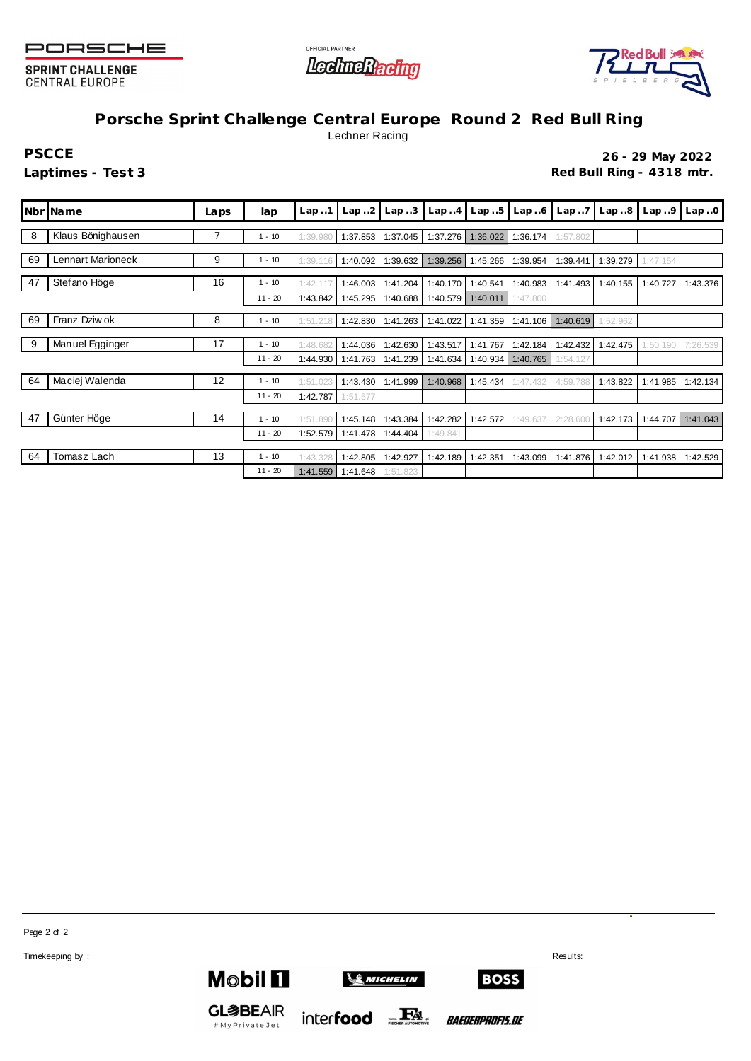# Porsche Sprint Challenge Central Europe Round 2 Red Bull Ring

Lechner Racing

**PSCCE**

**Laptimes - Test 3**

**26 - 29 May 2022**

**Red Bull Ring - 4318 mtr.**

| Nbr | Name | Laps | lap | Lap ..1 | Lap ..2 | Lap ..3 | Lap ..4 | Lap ..5 | Lap ..6 | Lap ..7 | Lap ..8 | Lap ..9 | Lap ..0 |
|---|---|---|---|---|---|---|---|---|---|---|---|---|---|
| 8 | Klaus Bönighausen | 7 | 1 - 10 | 1:39.980 | 1:37.853 | 1:37.045 | 1:37.276 | 1:36.022 | 1:36.174 | 1:57.802 | | | |
| 69 | Lennart Marioneck | 9 | 1 - 10 | 1:39.116 | 1:40.092 | 1:39.632 | 1:39.256 | 1:45.266 | 1:39.954 | 1:39.441 | 1:39.279 | 1:47.154 | |
| 47 | Stefano Höge | 16 | 1 - 10 | 1:42.117 | 1:46.003 | 1:41.204 | 1:40.170 | 1:40.541 | 1:40.983 | 1:41.493 | 1:40.155 | 1:40.727 | 1:43.376 |
| | | | 11 - 20 | 1:43.842 | 1:45.295 | 1:40.688 | 1:40.579 | 1:40.011 | 1:47.800 | | | | |
| 69 | Franz Dziwok | 8 | 1 - 10 | 1:51.218 | 1:42.830 | 1:41.263 | 1:41.022 | 1:41.359 | 1:41.106 | 1:40.619 | 1:52.962 | | |
| 9 | Manuel Egginger | 17 | 1 - 10 | 1:48.682 | 1:44.036 | 1:42.630 | 1:43.517 | 1:41.767 | 1:42.184 | 1:42.432 | 1:42.475 | 1:50.190 | 7:26.539 |
| | | | 11 - 20 | 1:44.930 | 1:41.763 | 1:41.239 | 1:41.634 | 1:40.934 | 1:40.765 | 1:54.127 | | | |
| 64 | Maciej Walenda | 12 | 1 - 10 | 1:51.023 | 1:43.430 | 1:41.999 | 1:40.968 | 1:45.434 | 1:47.432 | 4:59.788 | 1:43.822 | 1:41.985 | 1:42.134 |
| | | | 11 - 20 | 1:42.787 | 1:51.577 | | | | | | | | |
| 47 | Günter Höge | 14 | 1 - 10 | 1:51.890 | 1:45.148 | 1:43.384 | 1:42.282 | 1:42.572 | 1:49.637 | 2:28.600 | 1:42.173 | 1:44.707 | 1:41.043 |
| | | | 11 - 20 | 1:52.579 | 1:41.478 | 1:44.404 | 1:49.841 | | | | | | |
| 64 | Tomasz Lach | 13 | 1 - 10 | 1:43.328 | 1:42.805 | 1:42.927 | 1:42.189 | 1:42.351 | 1:43.099 | 1:41.876 | 1:42.012 | 1:41.938 | 1:42.529 |
| | | | 11 - 20 | 1:41.559 | 1:41.648 | 1:51.823 | | | | | | | |

Timekeeping by :

Results: